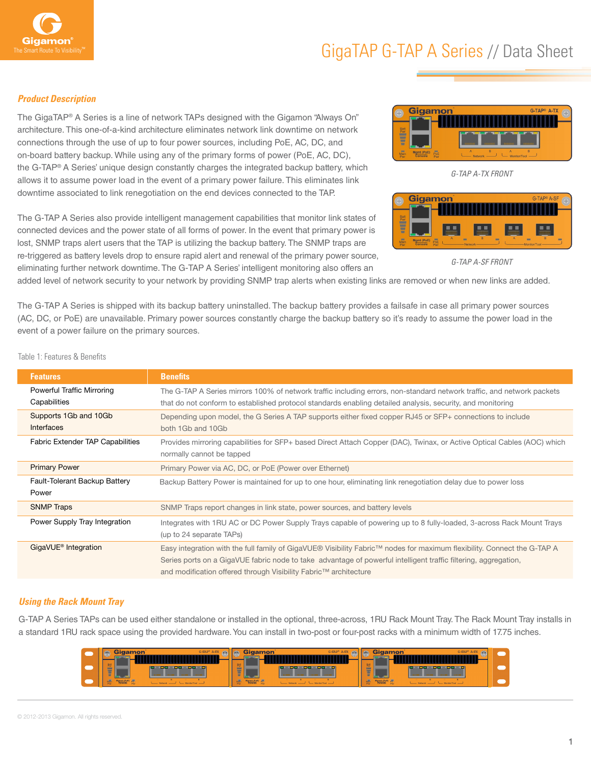# GigaTAP G-TAP A Series // Data Sheet

## *Product Description*

The GigaTAP® A Series is a line of network TAPs designed with the Gigamon "Always On" architecture. This one-of-a-kind architecture eliminates network link downtime on network connections through the use of up to four power sources, including PoE, AC, DC, and on-board battery backup. While using any of the primary forms of power (PoE, AC, DC), the G-TAP® A Series' unique design constantly charges the integrated backup battery, which allows it to assume power load in the event of a primary power failure. This eliminates link downtime associated to link renegotiation on the end devices connected to the TAP.

G-TAP A-TX FRONT

G-TAP A-SF FRONT

The G-TAP A Series also provide intelligent management capabilities that monitor link states of connected devices and the power state of all forms of power. In the event that primary power is lost, SNMP traps alert users that the TAP is utilizing the backup battery. The SNMP traps are re-triggered as battery levels drop to ensure rapid alert and renewal of the primary power source, eliminating further network downtime. The G-TAP A Series' intelligent monitoring also offers an added level of network security to your network by providing SNMP trap alerts when existing links are removed or when new links are added.

The G-TAP A Series is shipped with its backup battery uninstalled. The backup battery provides a failsafe in case all primary power sources (AC, DC, or PoE) are unavailable. Primary power sources constantly charge the backup battery so it's ready to assume the power load in the event of a power failure on the primary sources.

Table 1: Features & Benefits

| Features | Benefits |
|---|---|
| Powerful Traffic Mirroring Capabilities | The G-TAP A Series mirrors 100% of network traffic including errors, non-standard network traffic, and network packets that do not conform to established protocol standards enabling detailed analysis, security, and monitoring |
| Supports 1Gb and 10Gb Interfaces | Depending upon model, the G Series A TAP supports either fixed copper RJ45 or SFP+ connections to include both 1Gb and 10Gb |
| Fabric Extender TAP Capabilities | Provides mirroring capabilities for SFP+ based Direct Attach Copper (DAC), Twinax, or Active Optical Cables (AOC) which normally cannot be tapped |
| Primary Power | Primary Power via AC, DC, or PoE (Power over Ethernet) |
| Fault-Tolerant Backup Battery Power | Backup Battery Power is maintained for up to one hour, eliminating link renegotiation delay due to power loss |
| SNMP Traps | SNMP Traps report changes in link state, power sources, and battery levels |
| Power Supply Tray Integration | Integrates with 1RU AC or DC Power Supply Trays capable of powering up to 8 fully-loaded, 3-across Rack Mount Trays (up to 24 separate TAPs) |
| GigaVUE® Integration | Easy integration with the full family of GigaVUE® Visibility Fabric™ nodes for maximum flexibility. Connect the G-TAP A Series ports on a GigaVUE fabric node to take advantage of powerful intelligent traffic filtering, aggregation, and modification offered through Visibility Fabric™ architecture |

## *Using the Rack Mount Tray*

G-TAP A Series TAPs can be used either standalone or installed in the optional, three-across, 1RU Rack Mount Tray. The Rack Mount Tray installs in a standard 1RU rack space using the provided hardware. You can install in two-post or four-post racks with a minimum width of 17.75 inches.

© 2012-2013 Gigamon. All rights reserved.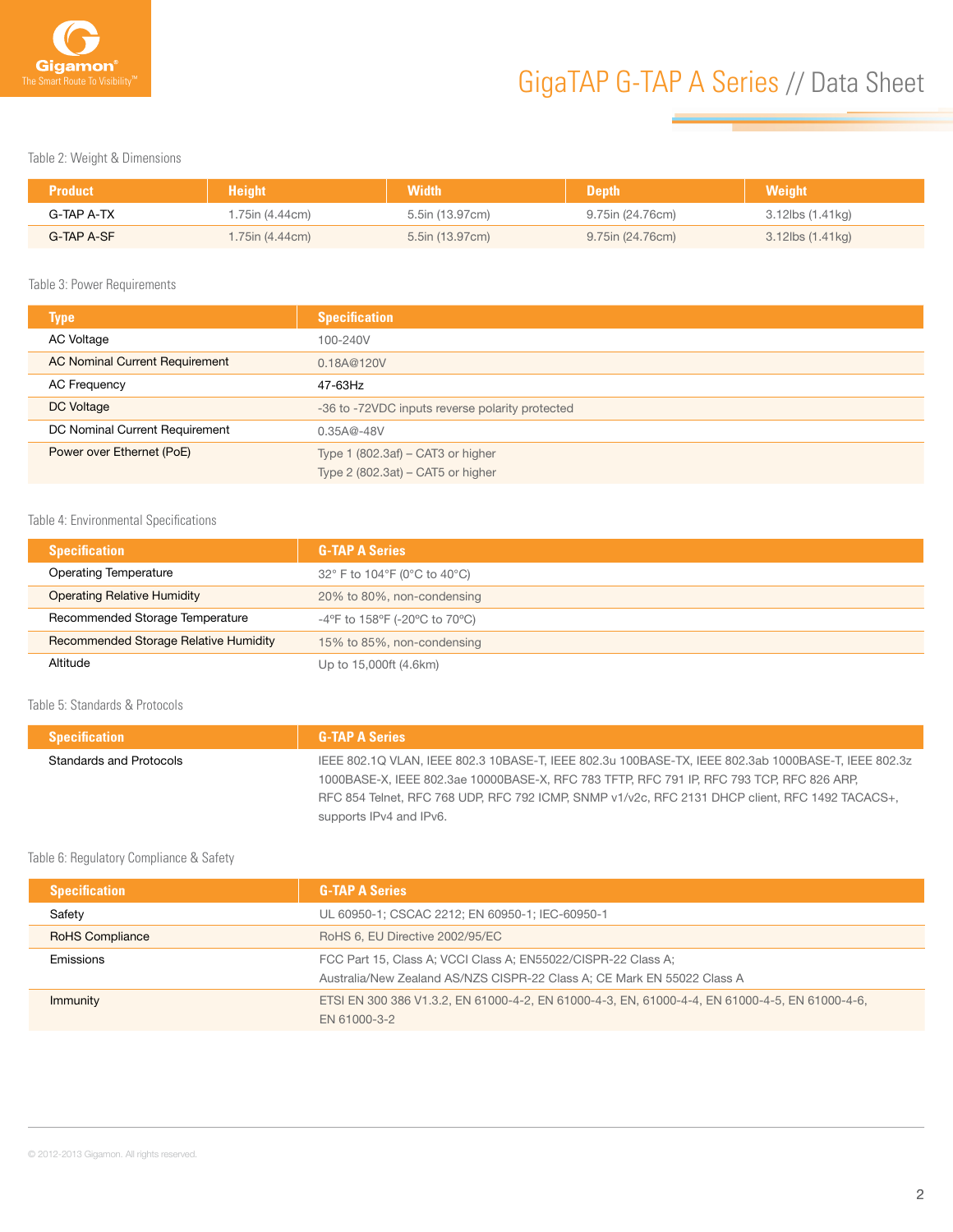Table 2: Weight & Dimensions

| Product | Height | Width | Depth | Weight |
|---|---|---|---|---|
| G-TAP A-TX | 1.75in (4.44cm) | 5.5in (13.97cm) | 9.75in (24.76cm) | 3.12lbs (1.41kg) |
| G-TAP A-SF | 1.75in (4.44cm) | 5.5in (13.97cm) | 9.75in (24.76cm) | 3.12lbs (1.41kg) |

Table 3: Power Requirements

| Type | Specification |
|---|---|
| AC Voltage | 100-240V |
| AC Nominal Current Requirement | 0.18A@120V |
| AC Frequency | 47-63Hz |
| DC Voltage | -36 to -72VDC inputs reverse polarity protected |
| DC Nominal Current Requirement | 0.35A@-48V |
| Power over Ethernet (PoE) | Type 1 (802.3af) – CAT3 or higher<br>Type 2 (802.3at) – CAT5 or higher |

Table 4: Environmental Specifications

| Specification | G-TAP A Series |
|---|---|
| Operating Temperature | 32° F to 104°F (0°C to 40°C) |
| Operating Relative Humidity | 20% to 80%, non-condensing |
| Recommended Storage Temperature | -4ºF to 158ºF (-20ºC to 70ºC) |
| Recommended Storage Relative Humidity | 15% to 85%, non-condensing |
| Altitude | Up to 15,000ft (4.6km) |

Table 5: Standards & Protocols

| Specification | G-TAP A Series |
|---|---|
| Standards and Protocols | IEEE 802.1Q VLAN, IEEE 802.3 10BASE-T, IEEE 802.3u 100BASE-TX, IEEE 802.3ab 1000BASE-T, IEEE 802.3z 1000BASE-X, IEEE 802.3ae 10000BASE-X, RFC 783 TFTP, RFC 791 IP, RFC 793 TCP, RFC 826 ARP, RFC 854 Telnet, RFC 768 UDP, RFC 792 ICMP, SNMP v1/v2c, RFC 2131 DHCP client, RFC 1492 TACACS+, supports IPv4 and IPv6. |

Table 6: Regulatory Compliance & Safety

| Specification | G-TAP A Series |
|---|---|
| Safety | UL 60950-1; CSCAC 2212; EN 60950-1; IEC-60950-1 |
| RoHS Compliance | RoHS 6, EU Directive 2002/95/EC |
| Emissions | FCC Part 15, Class A; VCCI Class A; EN55022/CISPR-22 Class A;<br>Australia/New Zealand AS/NZS CISPR-22 Class A; CE Mark EN 55022 Class A |
| Immunity | ETSI EN 300 386 V1.3.2, EN 61000-4-2, EN 61000-4-3, EN, 61000-4-4, EN 61000-4-5, EN 61000-4-6, EN 61000-3-2 |

© 2012-2013 Gigamon. All rights reserved.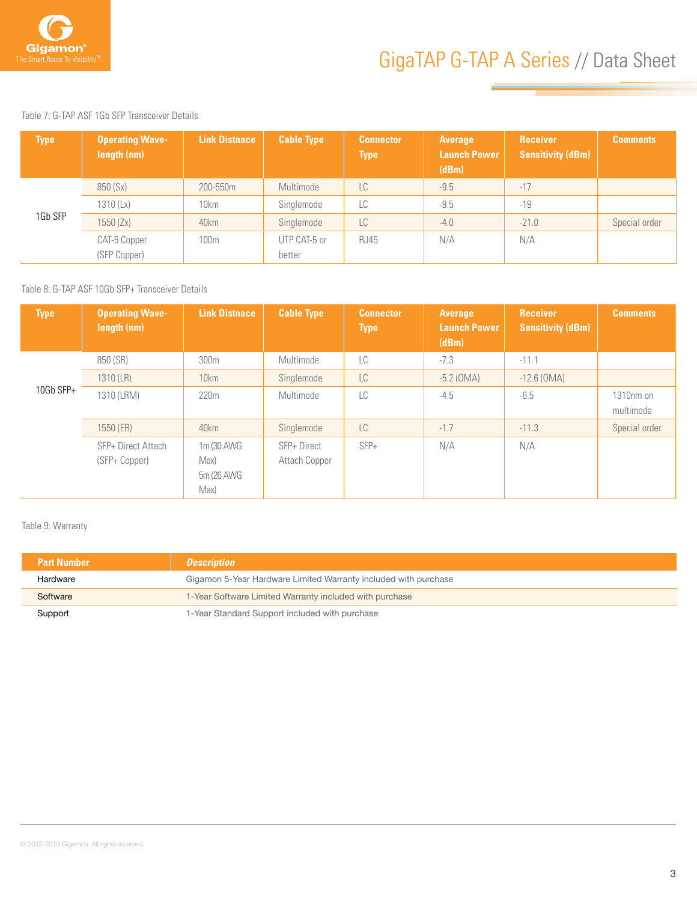Table 7: G-TAP ASF 1Gb SFP Transceiver Details

| Type | Operating Wave-length (nm) | Link Distnace | Cable Type | Connector Type | Average Launch Power (dBm) | Receiver Sensitivity (dBm) | Comments |
|---|---|---|---|---|---|---|---|
| 1Gb SFP | 850 (Sx) | 200-550m | Multimode | LC | -9.5 | -17 | |
| | 1310 (Lx) | 10km | Singlemode | LC | -9.5 | -19 | |
| | 1550 (Zx) | 40km | Singlemode | LC | -4.0 | -21.0 | Special order |
| | CAT-5 Copper (SFP Copper) | 100m | UTP CAT-5 or better | RJ45 | N/A | N/A | |

Table 8: G-TAP ASF 10Gb SFP+ Transceiver Details

| Type | Operating Wave-length (nm) | Link Distnace | Cable Type | Connector Type | Average Launch Power (dBm) | Receiver Sensitivity (dBm) | Comments |
|---|---|---|---|---|---|---|---|
| 10Gb SFP+ | 850 (SR) | 300m | Multimode | LC | -7.3 | -11.1 | |
| | 1310 (LR) | 10km | Singlemode | LC | -5.2 (OMA) | -12.6 (OMA) | |
| | 1310 (LRM) | 220m | Multimode | LC | -4.5 | -6.5 | 1310nm on multimode |
| | 1550 (ER) | 40km | Singlemode | LC | -1.7 | -11.3 | Special order |
| | SFP+ Direct Attach (SFP+ Copper) | 1m (30 AWG Max) 5m (26 AWG Max) | SFP+ Direct Attach Copper | SFP+ | N/A | N/A | |

Table 9: Warranty

| Part Number | *Description* |
|---|---|
| Hardware | Gigamon 5-Year Hardware Limited Warranty included with purchase |
| Software | 1-Year Software Limited Warranty included with purchase |
| Support | 1-Year Standard Support included with purchase |

© 2012-2013 Gigamon. All rights reserved.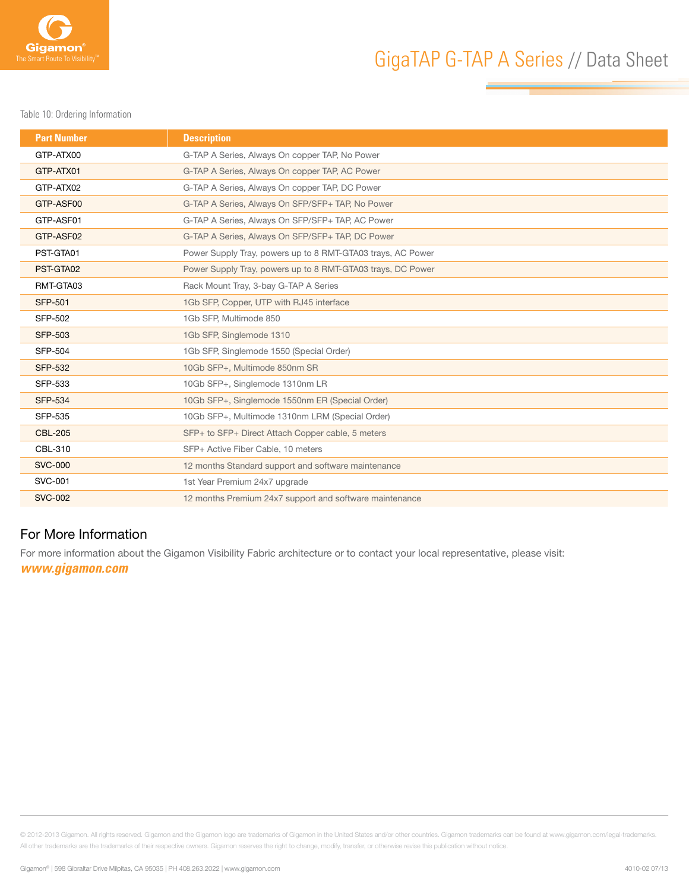Table 10: Ordering Information

| Part Number | Description |
| --- | --- |
| GTP-ATX00 | G-TAP A Series, Always On copper TAP, No Power |
| GTP-ATX01 | G-TAP A Series, Always On copper TAP, AC Power |
| GTP-ATX02 | G-TAP A Series, Always On copper TAP, DC Power |
| GTP-ASF00 | G-TAP A Series, Always On SFP/SFP+ TAP, No Power |
| GTP-ASF01 | G-TAP A Series, Always On SFP/SFP+ TAP, AC Power |
| GTP-ASF02 | G-TAP A Series, Always On SFP/SFP+ TAP, DC Power |
| PST-GTA01 | Power Supply Tray, powers up to 8 RMT-GTA03 trays, AC Power |
| PST-GTA02 | Power Supply Tray, powers up to 8 RMT-GTA03 trays, DC Power |
| RMT-GTA03 | Rack Mount Tray, 3-bay G-TAP A Series |
| SFP-501 | 1Gb SFP, Copper, UTP with RJ45 interface |
| SFP-502 | 1Gb SFP, Multimode 850 |
| SFP-503 | 1Gb SFP, Singlemode 1310 |
| SFP-504 | 1Gb SFP, Singlemode 1550 (Special Order) |
| SFP-532 | 10Gb SFP+, Multimode 850nm SR |
| SFP-533 | 10Gb SFP+, Singlemode 1310nm LR |
| SFP-534 | 10Gb SFP+, Singlemode 1550nm ER (Special Order) |
| SFP-535 | 10Gb SFP+, Multimode 1310nm LRM (Special Order) |
| CBL-205 | SFP+ to SFP+ Direct Attach Copper cable, 5 meters |
| CBL-310 | SFP+ Active Fiber Cable, 10 meters |
| SVC-000 | 12 months Standard support and software maintenance |
| SVC-001 | 1st Year Premium 24x7 upgrade |
| SVC-002 | 12 months Premium 24x7 support and software maintenance |

## For More Information

For more information about the Gigamon Visibility Fabric architecture or to contact your local representative, please visit:

***www.gigamon.com***

© 2012-2013 Gigamon. All rights reserved. Gigamon and the Gigamon logo are trademarks of Gigamon in the United States and/or other countries. Gigamon trademarks can be found at www.gigamon.com/legal-trademarks. All other trademarks are the trademarks of their respective owners. Gigamon reserves the right to change, modify, transfer, or otherwise revise this publication without notice.

Gigamon® | 598 Gibraltar Drive Milpitas, CA 95035 | PH 408.263.2022 | www.gigamon.com

4010-02 07/13